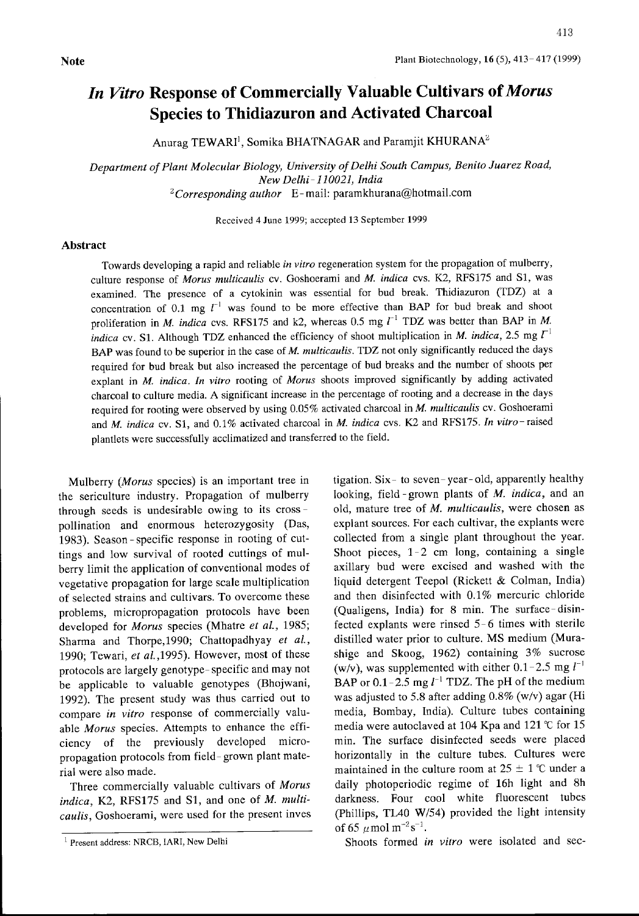**Note**

# *In Vitro* Response of Commercially Valuable Cultivars of *Morus* Species to Thidiazuron and Activated Charcoal

Anurag TEWARI[1], Somika BHATNAGAR and Paramjit KHURANA[2]

*Department of Plant Molecular Biology, University of Delhi South Campus, Benito Juarez Road, New Delhi-110021, India*
[2]*Corresponding author* E-mail: paramkhurana@hotmail.com

Received 4 June 1999; accepted 13 September 1999

## Abstract

Towards developing a rapid and reliable *in vitro* regeneration system for the propagation of mulberry, culture response of *Morus multicaulis* cv. Goshoerami and *M. indica* cvs. K2, RFS175 and S1, was examined. The presence of a cytokinin was essential for bud break. Thidiazuron (TDZ) at a concentration of 0.1 mg $l^{-1}$ was found to be more effective than BAP for bud break and shoot proliferation in *M. indica* cvs. RFS175 and k2, whereas 0.5 mg $l^{-1}$ TDZ was better than BAP in *M. indica* cv. S1. Although TDZ enhanced the efficiency of shoot multiplication in *M. indica*, 2.5 mg $l^{-1}$ BAP was found to be superior in the case of *M. multicaulis*. TDZ not only significantly reduced the days required for bud break but also increased the percentage of bud breaks and the number of shoots per explant in *M. indica*. *In vitro* rooting of *Morus* shoots improved significantly by adding activated charcoal to culture media. A significant increase in the percentage of rooting and a decrease in the days required for rooting were observed by using 0.05% activated charcoal in *M. multicaulis* cv. Goshoerami and *M. indica* cv. S1, and 0.1% activated charcoal in *M. indica* cvs. K2 and RFS175. *In vitro*-raised plantlets were successfully acclimatized and transferred to the field.

Mulberry (*Morus* species) is an important tree in the sericulture industry. Propagation of mulberry through seeds is undesirable owing to its cross-pollination and enormous heterozygosity (Das, 1983). Season-specific response in rooting of cuttings and low survival of rooted cuttings of mulberry limit the application of conventional modes of vegetative propagation for large scale multiplication of selected strains and cultivars. To overcome these problems, micropropagation protocols have been developed for *Morus* species (Mhatre *et al.*, 1985; Sharma and Thorpe,1990; Chattopadhyay *et al.*, 1990; Tewari, *et al.*,1995). However, most of these protocols are largely genotype-specific and may not be applicable to valuable genotypes (Bhojwani, 1992). The present study was thus carried out to compare *in vitro* response of commercially valuable *Morus* species. Attempts to enhance the efficiency of the previously developed micropropagation protocols from field-grown plant material were also made.

Three commercially valuable cultivars of *Morus indica*, K2, RFS175 and S1, and one of *M. multicaulis*, Goshoerami, were used for the present investigation. Six- to seven-year-old, apparently healthy looking, field-grown plants of *M. indica*, and an old, mature tree of *M. multicaulis*, were chosen as explant sources. For each cultivar, the explants were collected from a single plant throughout the year. Shoot pieces, 1-2 cm long, containing a single axillary bud were excised and washed with the liquid detergent Teepol (Rickett & Colman, India) and then disinfected with 0.1% mercuric chloride (Qualigens, India) for 8 min. The surface-disinfected explants were rinsed 5-6 times with sterile distilled water prior to culture. MS medium (Murashige and Skoog, 1962) containing 3% sucrose (w/v), was supplemented with either 0.1-2.5 mg $l^{-1}$ BAP or 0.1-2.5 mg $l^{-1}$ TDZ. The pH of the medium was adjusted to 5.8 after adding 0.8% (w/v) agar (Hi media, Bombay, India). Culture tubes containing media were autoclaved at 104 Kpa and 121 ℃ for 15 min. The surface disinfected seeds were placed horizontally in the culture tubes. Cultures were maintained in the culture room at 25 ± 1 ℃ under a daily photoperiodic regime of 16h light and 8h darkness. Four cool white fluorescent tubes (Phillips, TL40 W/54) provided the light intensity of 65 $\mu$mol $m^{-2}s^{-1}$.

Shoots formed *in vitro* were isolated and sec-

[1] Present address: NRCB, IARI, New Delhi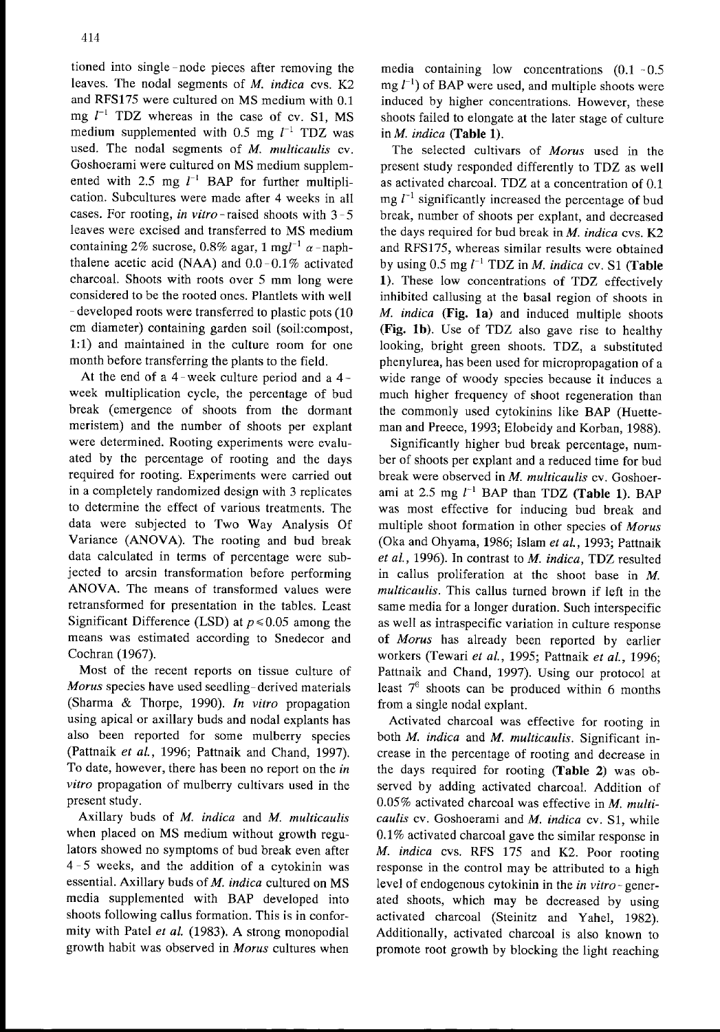tioned into single-node pieces after removing the leaves. The nodal segments of *M. indica* cvs. K2 and RFS175 were cultured on MS medium with 0.1 mg $l^{-1}$ TDZ whereas in the case of cv. S1, MS medium supplemented with 0.5 mg $l^{-1}$ TDZ was used. The nodal segments of *M. multicaulis* cv. Goshoerami were cultured on MS medium supplemented with 2.5 mg $l^{-1}$ BAP for further multiplication. Subcultures were made after 4 weeks in all cases. For rooting, *in vitro*-raised shoots with 3-5 leaves were excised and transferred to MS medium containing 2% sucrose, 0.8% agar, 1 mg$l^{-1}$ $\alpha$-naphthalene acetic acid (NAA) and 0.0-0.1% activated charcoal. Shoots with roots over 5 mm long were considered to be the rooted ones. Plantlets with well-developed roots were transferred to plastic pots (10 cm diameter) containing garden soil (soil:compost, 1:1) and maintained in the culture room for one month before transferring the plants to the field.

At the end of a 4-week culture period and a 4-week multiplication cycle, the percentage of bud break (emergence of shoots from the dormant meristem) and the number of shoots per explant were determined. Rooting experiments were evaluated by the percentage of rooting and the days required for rooting. Experiments were carried out in a completely randomized design with 3 replicates to determine the effect of various treatments. The data were subjected to Two Way Analysis Of Variance (ANOVA). The rooting and bud break data calculated in terms of percentage were subjected to arcsin transformation before performing ANOVA. The means of transformed values were retransformed for presentation in the tables. Least Significant Difference (LSD) at $p \leq 0.05$ among the means was estimated according to Snedecor and Cochran (1967).

Most of the recent reports on tissue culture of *Morus* species have used seedling-derived materials (Sharma & Thorpe, 1990). *In vitro* propagation using apical or axillary buds and nodal explants has also been reported for some mulberry species (Pattnaik *et al.*, 1996; Pattnaik and Chand, 1997). To date, however, there has been no report on the *in vitro* propagation of mulberry cultivars used in the present study.

Axillary buds of *M. indica* and *M. multicaulis* when placed on MS medium without growth regulators showed no symptoms of bud break even after 4-5 weeks, and the addition of a cytokinin was essential. Axillary buds of *M. indica* cultured on MS media supplemented with BAP developed into shoots following callus formation. This is in conformity with Patel *et al.* (1983). A strong monopodial growth habit was observed in *Morus* cultures when media containing low concentrations (0.1-0.5 mg $l^{-1}$) of BAP were used, and multiple shoots were induced by higher concentrations. However, these shoots failed to elongate at the later stage of culture in *M. indica* (**Table 1**).

The selected cultivars of *Morus* used in the present study responded differently to TDZ as well as activated charcoal. TDZ at a concentration of 0.1 mg $l^{-1}$ significantly increased the percentage of bud break, number of shoots per explant, and decreased the days required for bud break in *M. indica* cvs. K2 and RFS175, whereas similar results were obtained by using 0.5 mg $l^{-1}$ TDZ in *M. indica* cv. S1 (**Table 1**). These low concentrations of TDZ effectively inhibited callusing at the basal region of shoots in *M. indica* (**Fig. 1a**) and induced multiple shoots (**Fig. 1b**). Use of TDZ also gave rise to healthy looking, bright green shoots. TDZ, a substituted phenylurea, has been used for micropropagation of a wide range of woody species because it induces a much higher frequency of shoot regeneration than the commonly used cytokinins like BAP (Huetteman and Preece, 1993; Elobeidy and Korban, 1988).

Significantly higher bud break percentage, number of shoots per explant and a reduced time for bud break were observed in *M. multicaulis* cv. Goshoerami at 2.5 mg $l^{-1}$ BAP than TDZ (**Table 1**). BAP was most effective for inducing bud break and multiple shoot formation in other species of *Morus* (Oka and Ohyama, 1986; Islam *et al.*, 1993; Pattnaik *et al.*, 1996). In contrast to *M. indica*, TDZ resulted in callus proliferation at the shoot base in *M. multicaulis*. This callus turned brown if left in the same media for a longer duration. Such interspecific as well as intraspecific variation in culture response of *Morus* has already been reported by earlier workers (Tewari *et al.*, 1995; Pattnaik *et al.*, 1996; Pattnaik and Chand, 1997). Using our protocol at least $7^6$ shoots can be produced within 6 months from a single nodal explant.

Activated charcoal was effective for rooting in both *M. indica* and *M. multicaulis*. Significant increase in the percentage of rooting and decrease in the days required for rooting (**Table 2**) was observed by adding activated charcoal. Addition of 0.05% activated charcoal was effective in *M. multicaulis* cv. Goshoerami and *M. indica* cv. S1, while 0.1% activated charcoal gave the similar response in *M. indica* cvs. RFS 175 and K2. Poor rooting response in the control may be attributed to a high level of endogenous cytokinin in the *in vitro*-generated shoots, which may be decreased by using activated charcoal (Steinitz and Yahel, 1982). Additionally, activated charcoal is also known to promote root growth by blocking the light reaching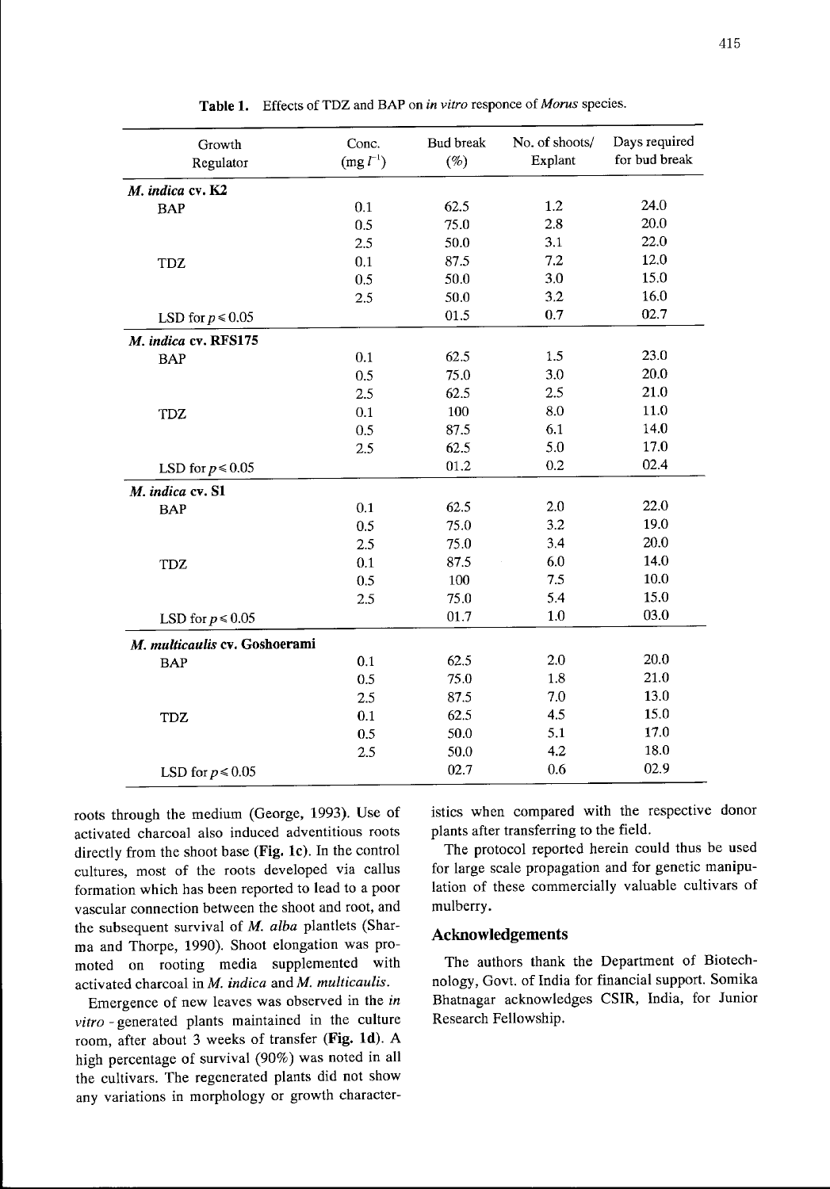**Table 1.** Effects of TDZ and BAP on *in vitro* responce of *Morus* species.

| Growth Regulator | Conc. ($mg\ l^{-1}$) | Bud break (%) | No. of shoots/ Explant | Days required for bud break |
|---|---|---|---|---|
| ***M. indica* cv. K2** | | | | |
| BAP | 0.1 | 62.5 | 1.2 | 24.0 |
| | 0.5 | 75.0 | 2.8 | 20.0 |
| | 2.5 | 50.0 | 3.1 | 22.0 |
| TDZ | 0.1 | 87.5 | 7.2 | 12.0 |
| | 0.5 | 50.0 | 3.0 | 15.0 |
| | 2.5 | 50.0 | 3.2 | 16.0 |
| LSD for $p \leq 0.05$ | | 01.5 | 0.7 | 02.7 |
| ***M. indica* cv. RFS175** | | | | |
| BAP | 0.1 | 62.5 | 1.5 | 23.0 |
| | 0.5 | 75.0 | 3.0 | 20.0 |
| | 2.5 | 62.5 | 2.5 | 21.0 |
| TDZ | 0.1 | 100 | 8.0 | 11.0 |
| | 0.5 | 87.5 | 6.1 | 14.0 |
| | 2.5 | 62.5 | 5.0 | 17.0 |
| LSD for $p \leq 0.05$ | | 01.2 | 0.2 | 02.4 |
| ***M. indica* cv. S1** | | | | |
| BAP | 0.1 | 62.5 | 2.0 | 22.0 |
| | 0.5 | 75.0 | 3.2 | 19.0 |
| | 2.5 | 75.0 | 3.4 | 20.0 |
| TDZ | 0.1 | 87.5 | 6.0 | 14.0 |
| | 0.5 | 100 | 7.5 | 10.0 |
| | 2.5 | 75.0 | 5.4 | 15.0 |
| LSD for $p \leq 0.05$ | | 01.7 | 1.0 | 03.0 |
| ***M. multicaulis* cv. Goshoerami** | | | | |
| BAP | 0.1 | 62.5 | 2.0 | 20.0 |
| | 0.5 | 75.0 | 1.8 | 21.0 |
| | 2.5 | 87.5 | 7.0 | 13.0 |
| TDZ | 0.1 | 62.5 | 4.5 | 15.0 |
| | 0.5 | 50.0 | 5.1 | 17.0 |
| | 2.5 | 50.0 | 4.2 | 18.0 |
| LSD for $p \leq 0.05$ | | 02.7 | 0.6 | 02.9 |

roots through the medium (George, 1993). Use of activated charcoal also induced adventitious roots directly from the shoot base (**Fig. 1c**). In the control cultures, most of the roots developed via callus formation which has been reported to lead to a poor vascular connection between the shoot and root, and the subsequent survival of *M. alba* plantlets (Sharma and Thorpe, 1990). Shoot elongation was promoted on rooting media supplemented with activated charcoal in *M. indica* and *M. multicaulis*.

Emergence of new leaves was observed in the *in vitro* - generated plants maintained in the culture room, after about 3 weeks of transfer (**Fig. 1d**). A high percentage of survival (90%) was noted in all the cultivars. The regenerated plants did not show any variations in morphology or growth characteristics when compared with the respective donor plants after transferring to the field.

The protocol reported herein could thus be used for large scale propagation and for genetic manipulation of these commercially valuable cultivars of mulberry.

## Acknowledgements

The authors thank the Department of Biotechnology, Govt. of India for financial support. Somika Bhatnagar acknowledges CSIR, India, for Junior Research Fellowship.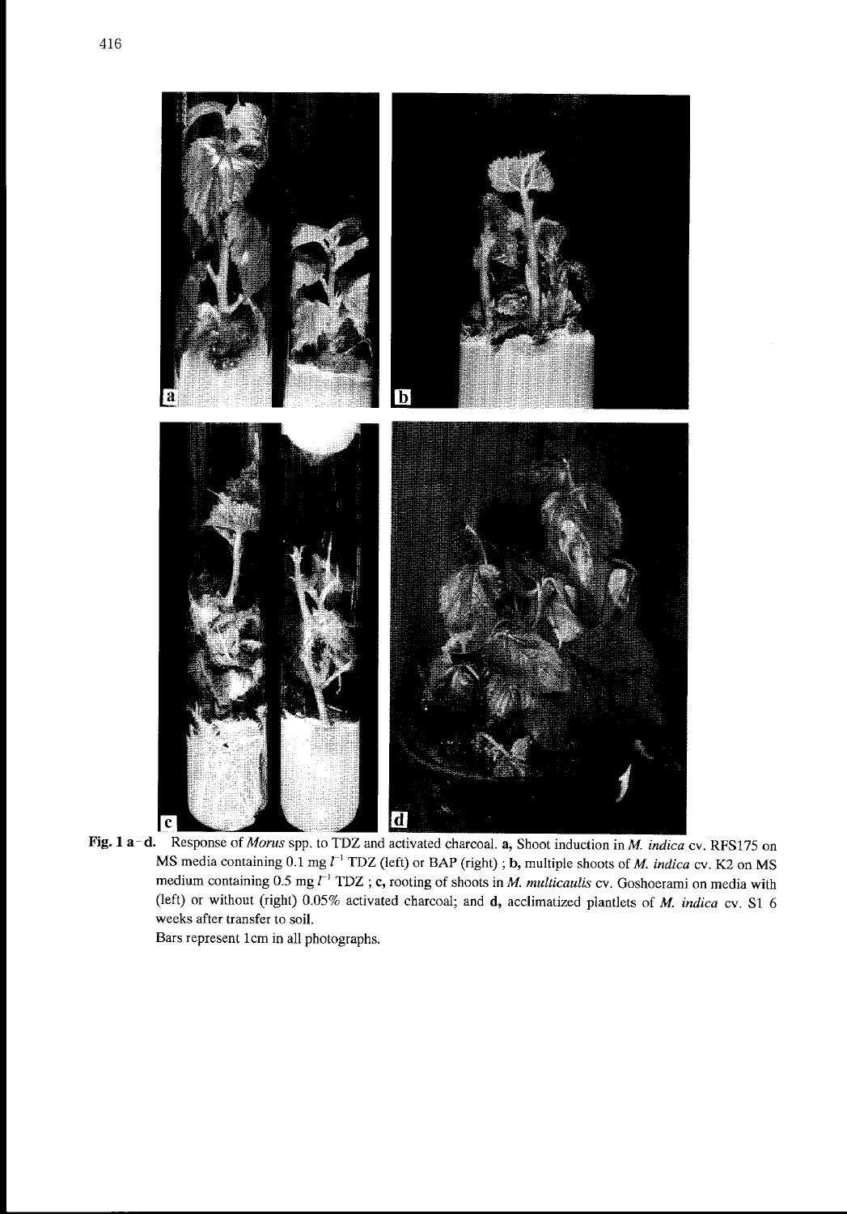**Fig. 1 a–d.** Response of *Morus* spp. to TDZ and activated charcoal. **a,** Shoot induction in *M. indica* cv. RFS175 on MS media containing 0.1 mg $l^{-1}$ TDZ (left) or BAP (right) ; **b,** multiple shoots of *M. indica* cv. K2 on MS medium containing 0.5 mg $l^{-1}$ TDZ ; **c,** rooting of shoots in *M. multicaulis* cv. Goshoerami on media with (left) or without (right) 0.05% activated charcoal; and **d,** acclimatized plantlets of *M. indica* cv. S1 6 weeks after transfer to soil.

Bars represent 1cm in all photographs.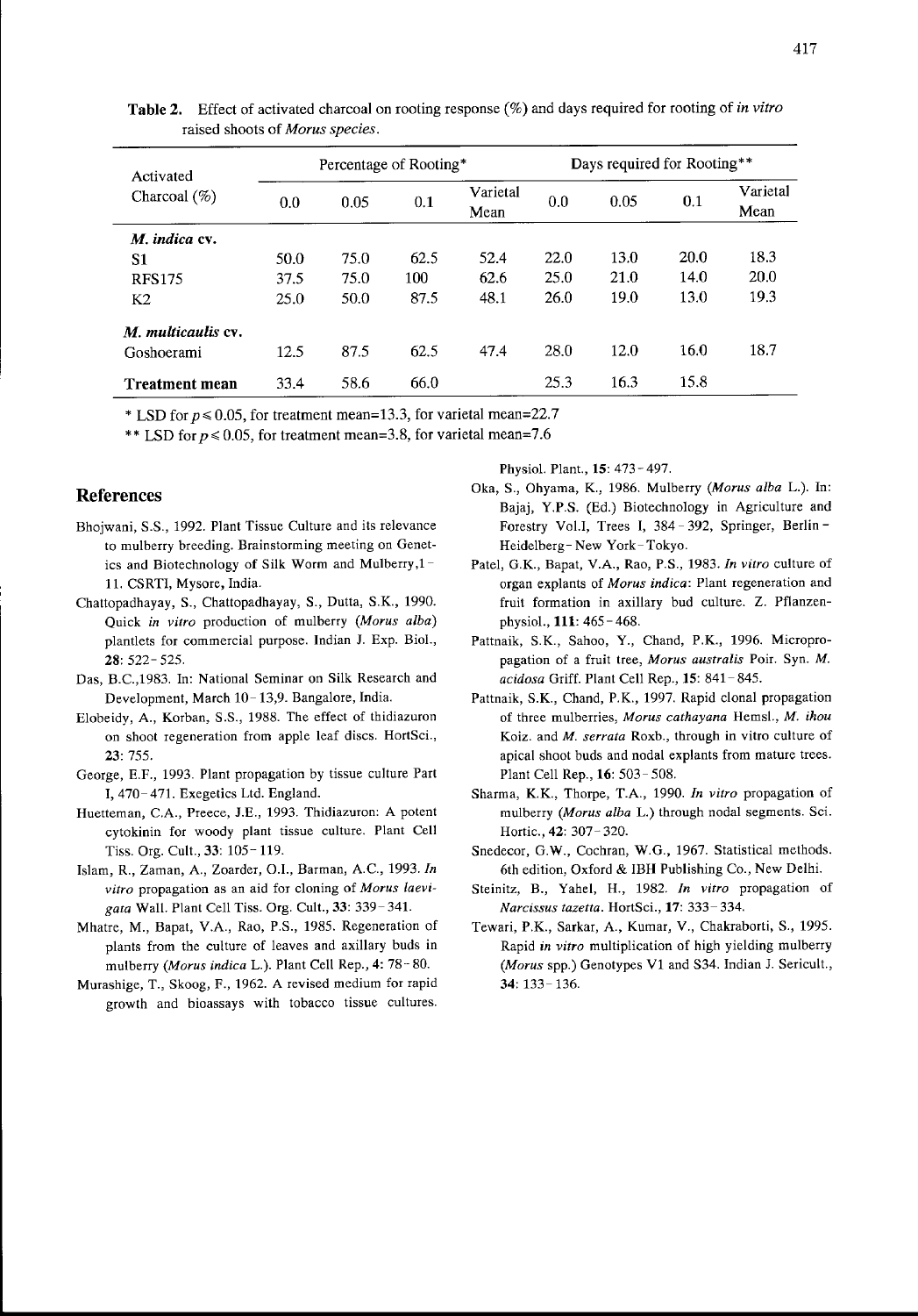**Table 2.** Effect of activated charcoal on rooting response (%) and days required for rooting of *in vitro* raised shoots of *Morus species*.

| Activated Charcoal (%) | Percentage of Rooting* | | | | Days required for Rooting** | | | |
|---|---|---|---|---|---|---|---|---|
| | 0.0 | 0.05 | 0.1 | Varietal Mean | 0.0 | 0.05 | 0.1 | Varietal Mean |
| ***M. indica* cv.** | | | | | | | | |
| S1 | 50.0 | 75.0 | 62.5 | 52.4 | 22.0 | 13.0 | 20.0 | 18.3 |
| RFS175 | 37.5 | 75.0 | 100 | 62.6 | 25.0 | 21.0 | 14.0 | 20.0 |
| K2 | 25.0 | 50.0 | 87.5 | 48.1 | 26.0 | 19.0 | 13.0 | 19.3 |
| ***M. multicaulis* cv.** | | | | | | | | |
| Goshoerami | 12.5 | 87.5 | 62.5 | 47.4 | 28.0 | 12.0 | 16.0 | 18.7 |
| **Treatment mean** | 33.4 | 58.6 | 66.0 | | 25.3 | 16.3 | 15.8 | |

\* LSD for $p \leq 0.05$, for treatment mean=13.3, for varietal mean=22.7

\*\* LSD for $p \leq 0.05$, for treatment mean=3.8, for varietal mean=7.6

## References

Bhojwani, S.S., 1992. Plant Tissue Culture and its relevance to mulberry breeding. Brainstorming meeting on Genetics and Biotechnology of Silk Worm and Mulberry,1-11. CSRTI, Mysore, India.

Chattopadhayay, S., Chattopadhayay, S., Dutta, S.K., 1990. Quick *in vitro* production of mulberry (*Morus alba*) plantlets for commercial purpose. Indian J. Exp. Biol., **28**: 522-525.

Das, B.C.,1983. In: National Seminar on Silk Research and Development, March 10-13,9. Bangalore, India.

Eloebeidy, A., Korban, S.S., 1988. The effect of thidiazuron on shoot regeneration from apple leaf discs. HortSci., **23**: 755.

George, E.F., 1993. Plant propagation by tissue culture Part I, 470-471. Exegetics Ltd. England.

Huetteman, C.A., Preece, J.E., 1993. Thidiazuron: A potent cytokinin for woody plant tissue culture. Plant Cell Tiss. Org. Cult., **33**: 105-119.

Islam, R., Zaman, A., Zoarder, O.I., Barman, A.C., 1993. *In vitro* propagation as an aid for cloning of *Morus laevigata* Wall. Plant Cell Tiss. Org. Cult., **33**: 339-341.

Mhatre, M., Bapat, V.A., Rao, P.S., 1985. Regeneration of plants from the culture of leaves and axillary buds in mulberry (*Morus indica* L.). Plant Cell Rep., **4**: 78-80.

Murashige, T., Skoog, F., 1962. A revised medium for rapid growth and bioassays with tobacco tissue cultures. Physiol. Plant., **15**: 473-497.

Oka, S., Ohyama, K., 1986. Mulberry (*Morus alba* L.). In: Bajaj, Y.P.S. (Ed.) Biotechnology in Agriculture and Forestry Vol.I, Trees I, 384-392, Springer, Berlin-Heidelberg-New York-Tokyo.

Patel, G.K., Bapat, V.A., Rao, P.S., 1983. *In vitro* culture of organ explants of *Morus indica*: Plant regeneration and fruit formation in axillary bud culture. Z. Pflanzenphysiol., **111**: 465-468.

Pattnaik, S.K., Sahoo, Y., Chand, P.K., 1996. Micropropagation of a fruit tree, *Morus australis* Poir. Syn. *M. acidosa* Griff. Plant Cell Rep., **15**: 841-845.

Pattnaik, S.K., Chand, P.K., 1997. Rapid clonal propagation of three mulberries, *Morus cathayana* Hemsl., *M. ihou* Koiz. and *M. serrata* Roxb., through in vitro culture of apical shoot buds and nodal explants from mature trees. Plant Cell Rep., **16**: 503-508.

Sharma, K.K., Thorpe, T.A., 1990. *In vitro* propagation of mulberry (*Morus alba* L.) through nodal segments. Sci. Hortic., **42**: 307-320.

Snedecor, G.W., Cochran, W.G., 1967. Statistical methods. 6th edition, Oxford & IBH Publishing Co., New Delhi.

Steinitz, B., Yahel, H., 1982. *In vitro* propagation of *Narcissus tazetta*. HortSci., **17**: 333-334.

Tewari, P.K., Sarkar, A., Kumar, V., Chakraborti, S., 1995. Rapid *in vitro* multiplication of high yielding mulberry (*Morus* spp.) Genotypes V1 and S34. Indian J. Sericult., **34**: 133-136.